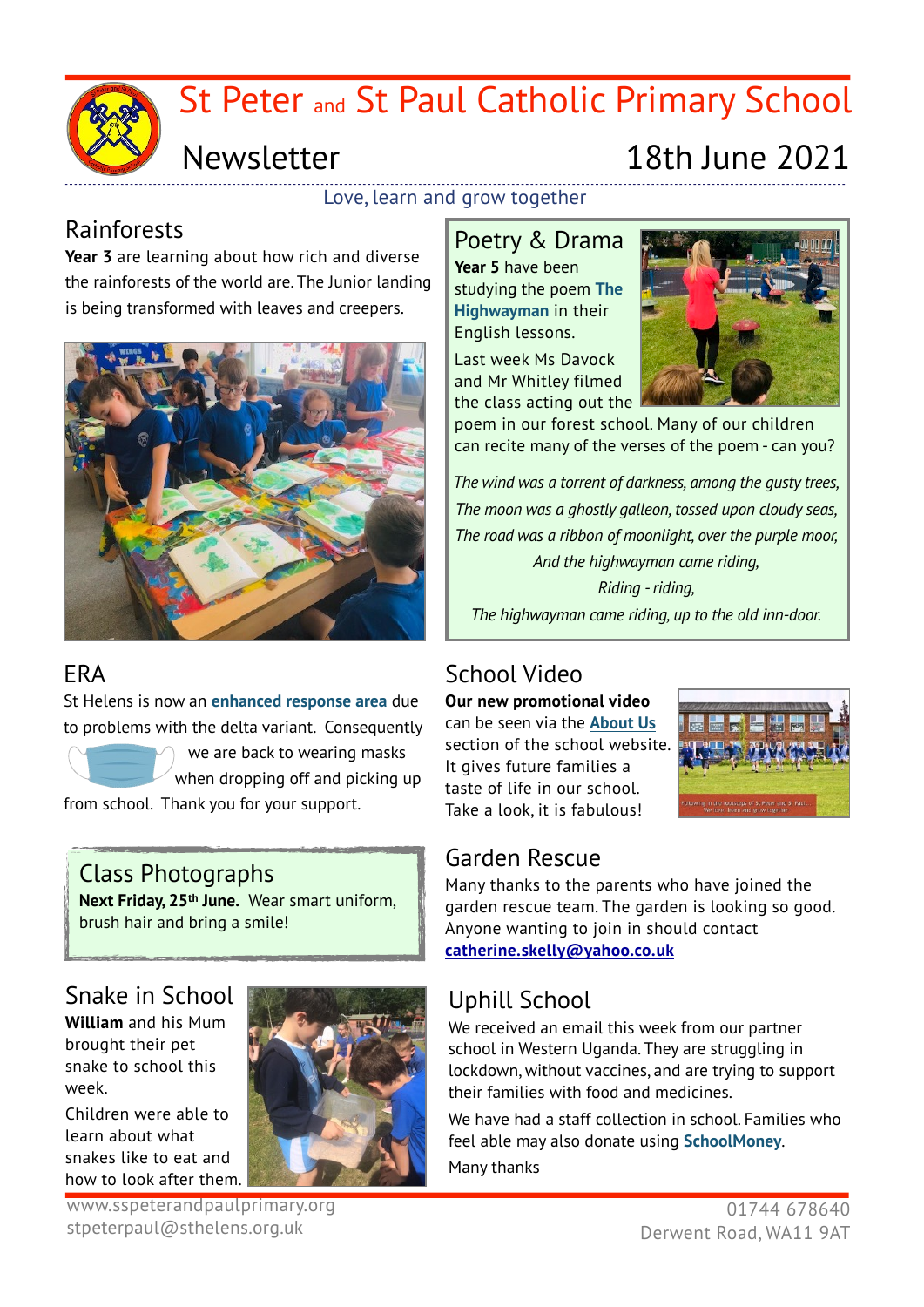# St Peter and St Paul Catholic Primary School

## Newsletter 18th June 2021

Love, learn and grow together

## Rainforests

**Year 3** are learning about how rich and diverse the rainforests of the world are. The Junior landing is being transformed with leaves and creepers.

## Poetry & Drama

**Year 5** have been studying the poem **The Highwayman** in their English lessons.

Last week Ms Davock and Mr Whitley filmed the class acting out the poem in our forest school. Many of our children can recite many of the verses of the poem - can you?

*The wind was a torrent of darkness, among the gusty trees,*
*The moon was a ghostly galleon, tossed upon cloudy seas,*
*The road was a ribbon of moonlight, over the purple moor,*
*And the highwayman came riding,*
*Riding - riding,*
*The highwayman came riding, up to the old inn-door.*

## ERA

St Helens is now an **enhanced response area** due to problems with the delta variant. Consequently we are back to wearing masks when dropping off and picking up from school. Thank you for your support.

## School Video

**Our new promotional video** can be seen via the **About Us** section of the school website. It gives future families a taste of life in our school. Take a look, it is fabulous!

## Class Photographs

**Next Friday, 25th June.** Wear smart uniform, brush hair and bring a smile!

## Garden Rescue

Many thanks to the parents who have joined the garden rescue team. The garden is looking so good. Anyone wanting to join in should contact **catherine.skelly@yahoo.co.uk**

## Snake in School

**William** and his Mum brought their pet snake to school this week.

Children were able to learn about what snakes like to eat and how to look after them.

## Uphill School

We received an email this week from our partner school in Western Uganda. They are struggling in lockdown, without vaccines, and are trying to support their families with food and medicines.

We have had a staff collection in school. Families who feel able may also donate using **SchoolMoney**.

Many thanks

www.sspeterandpaulprimary.org
stpeterpaul@sthelens.org.uk

01744 678640
Derwent Road, WA11 9AT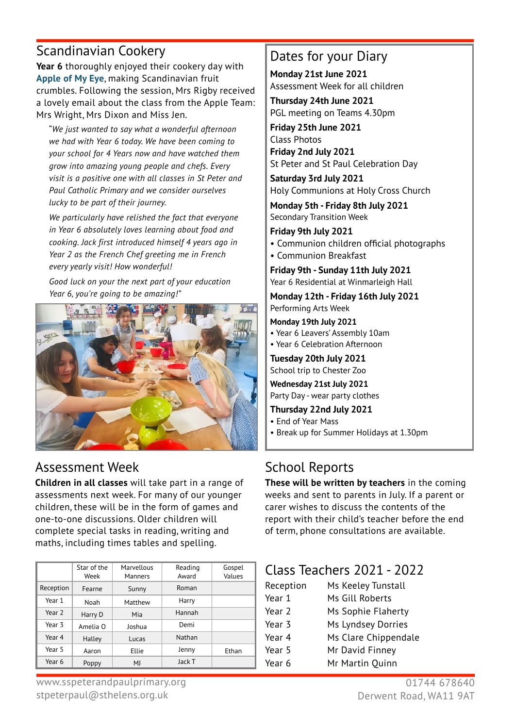## Scandinavian Cookery

**Year 6** thoroughly enjoyed their cookery day with **Apple of My Eye**, making Scandinavian fruit crumbles. Following the session, Mrs Rigby received a lovely email about the class from the Apple Team: Mrs Wright, Mrs Dixon and Miss Jen.

"*We just wanted to say what a wonderful afternoon we had with Year 6 today. We have been coming to your school for 4 Years now and have watched them grow into amazing young people and chefs. Every visit is a positive one with all classes in St Peter and Paul Catholic Primary and we consider ourselves lucky to be part of their journey.*

*We particularly have relished the fact that everyone in Year 6 absolutely loves learning about food and cooking. Jack first introduced himself 4 years ago in Year 2 as the French Chef greeting me in French every yearly visit! How wonderful!*

*Good luck on your the next part of your education Year 6, you're going to be amazing!"*

## Dates for your Diary

**Monday 21st June 2021**
Assessment Week for all children

**Thursday 24th June 2021**
PGL meeting on Teams 4.30pm

**Friday 25th June 2021**
Class Photos

**Friday 2nd July 2021**
St Peter and St Paul Celebration Day

**Saturday 3rd July 2021**
Holy Communions at Holy Cross Church

**Monday 5th - Friday 8th July 2021**
Secondary Transition Week

**Friday 9th July 2021**
- Communion children official photographs
- Communion Breakfast

**Friday 9th - Sunday 11th July 2021**
Year 6 Residential at Winmarleigh Hall

**Monday 12th - Friday 16th July 2021**
Performing Arts Week

**Monday 19th July 2021**
- Year 6 Leavers' Assembly 10am
- Year 6 Celebration Afternoon

**Tuesday 20th July 2021**
School trip to Chester Zoo

**Wednesday 21st July 2021**
Party Day - wear party clothes

**Thursday 22nd July 2021**
- End of Year Mass
- Break up for Summer Holidays at 1.30pm

## Assessment Week

**Children in all classes** will take part in a range of assessments next week. For many of our younger children, these will be in the form of games and one-to-one discussions. Older children will complete special tasks in reading, writing and maths, including times tables and spelling.

## School Reports

**These will be written by teachers** in the coming weeks and sent to parents in July. If a parent or carer wishes to discuss the contents of the report with their child's teacher before the end of term, phone consultations are available.

| | Star of the Week | Marvellous Manners | Reading Award | Gospel Values |
|---|---|---|---|---|
| Reception | Fearne | Sunny | Roman | |
| Year 1 | Noah | Matthew | Harry | |
| Year 2 | Harry D | Mia | Hannah | |
| Year 3 | Amelia O | Joshua | Demi | |
| Year 4 | Halley | Lucas | Nathan | |
| Year 5 | Aaron | Ellie | Jenny | Ethan |
| Year 6 | Poppy | MJ | Jack T | |

## Class Teachers 2021 - 2022

| | |
|---|---|
| Reception | Ms Keeley Tunstall |
| Year 1 | Ms Gill Roberts |
| Year 2 | Ms Sophie Flaherty |
| Year 3 | Ms Lyndsey Dorries |
| Year 4 | Ms Clare Chippendale |
| Year 5 | Mr David Finney |
| Year 6 | Mr Martin Quinn |

www.sspeterandpaulprimary.org
stpeterpaul@sthelens.org.uk
01744 678640
Derwent Road, WA11 9AT